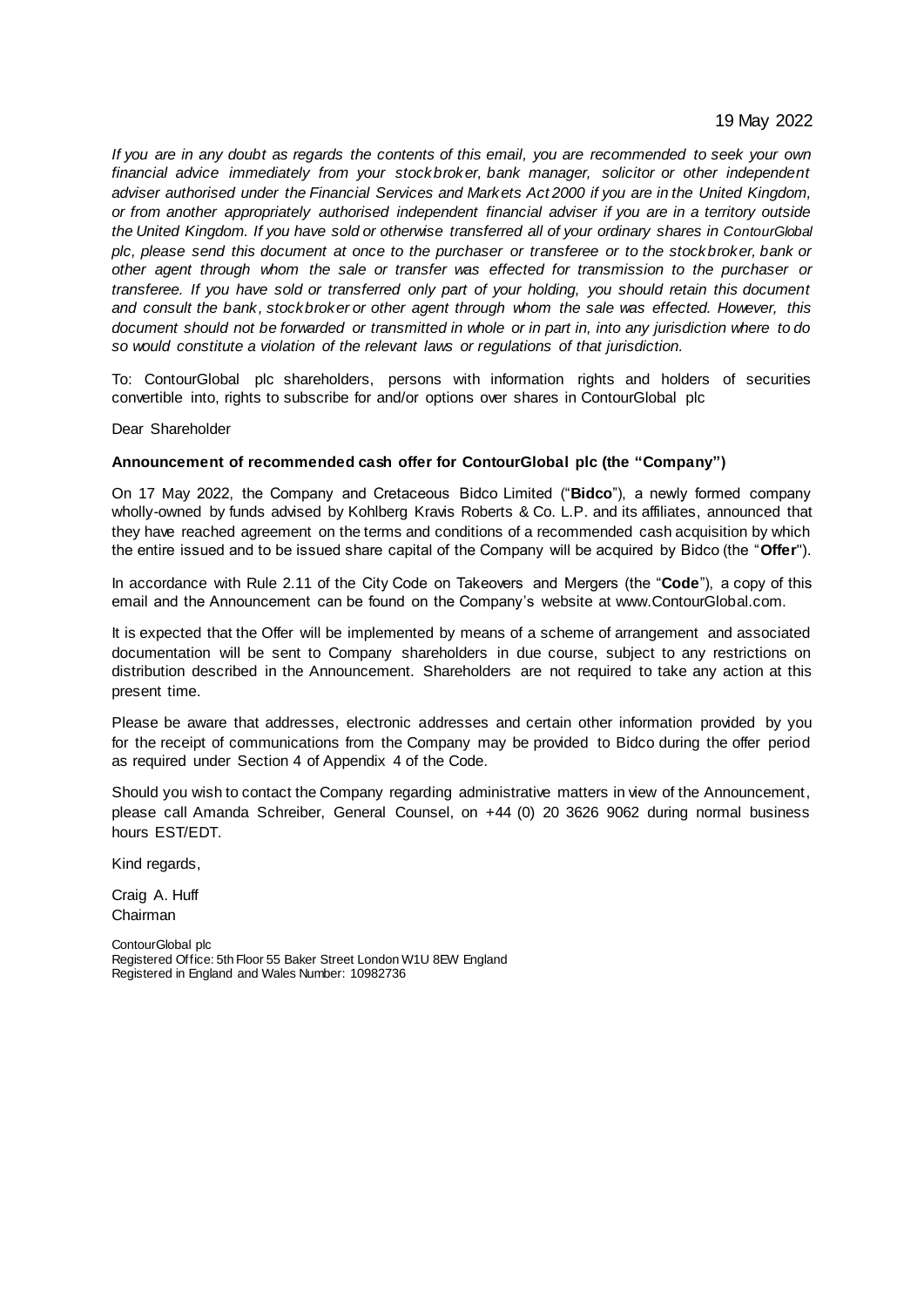19 May 2022

*If you are in any doubt as regards the contents of this email, you are recommended to seek your own financial advice immediately from your stockbroker, bank manager, solicitor or other independent adviser authorised under the Financial Services and Markets Act 2000 if you are in the United Kingdom, or from another appropriately authorised independent financial adviser if you are in a territory outside the United Kingdom. If you have sold or otherwise transferred all of your ordinary shares in ContourGlobal plc, please send this document at once to the purchaser or transferee or to the stockbroker, bank or other agent through whom the sale or transfer was effected for transmission to the purchaser or transferee. If you have sold or transferred only part of your holding, you should retain this document and consult the bank, stockbroker or other agent through whom the sale was effected. However, this document should not be forwarded or transmitted in whole or in part in, into any jurisdiction where to do so would constitute a violation of the relevant laws or regulations of that jurisdiction.*

To: ContourGlobal plc shareholders, persons with information rights and holders of securities convertible into, rights to subscribe for and/or options over shares in ContourGlobal plc

Dear Shareholder

**Announcement of recommended cash offer for ContourGlobal plc (the "Company")**

On 17 May 2022, the Company and Cretaceous Bidco Limited ("**Bidco**"), a newly formed company wholly-owned by funds advised by Kohlberg Kravis Roberts & Co. L.P. and its affiliates, announced that they have reached agreement on the terms and conditions of a recommended cash acquisition by which the entire issued and to be issued share capital of the Company will be acquired by Bidco (the "**Offer**").

In accordance with Rule 2.11 of the City Code on Takeovers and Mergers (the "**Code**"), a copy of this email and the Announcement can be found on the Company's website at www.ContourGlobal.com.

It is expected that the Offer will be implemented by means of a scheme of arrangement and associated documentation will be sent to Company shareholders in due course, subject to any restrictions on distribution described in the Announcement. Shareholders are not required to take any action at this present time.

Please be aware that addresses, electronic addresses and certain other information provided by you for the receipt of communications from the Company may be provided to Bidco during the offer period as required under Section 4 of Appendix 4 of the Code.

Should you wish to contact the Company regarding administrative matters in view of the Announcement, please call Amanda Schreiber, General Counsel, on +44 (0) 20 3626 9062 during normal business hours EST/EDT.

Kind regards,

Craig A. Huff
Chairman

ContourGlobal plc
Registered Office: 5th Floor 55 Baker Street London W1U 8EW England
Registered in England and Wales Number: 10982736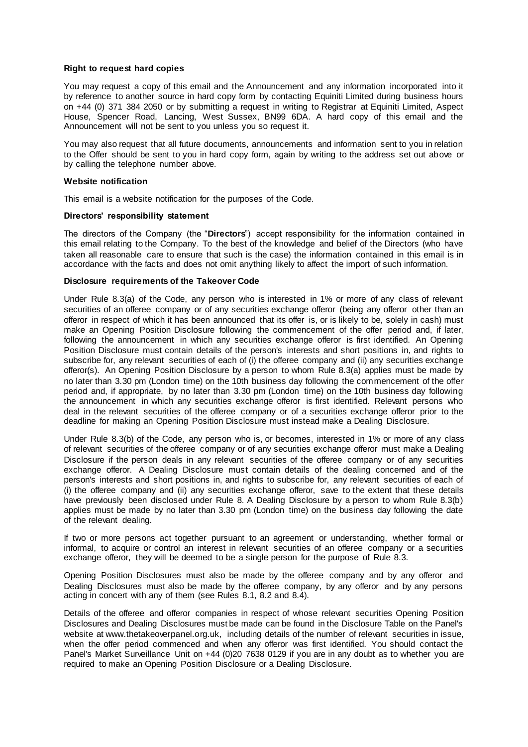**Right to request hard copies**

You may request a copy of this email and the Announcement and any information incorporated into it by reference to another source in hard copy form by contacting Equiniti Limited during business hours on +44 (0) 371 384 2050 or by submitting a request in writing to Registrar at Equiniti Limited, Aspect House, Spencer Road, Lancing, West Sussex, BN99 6DA. A hard copy of this email and the Announcement will not be sent to you unless you so request it.

You may also request that all future documents, announcements and information sent to you in relation to the Offer should be sent to you in hard copy form, again by writing to the address set out above or by calling the telephone number above.

**Website notification**

This email is a website notification for the purposes of the Code.

**Directors' responsibility statement**

The directors of the Company (the "**Directors**") accept responsibility for the information contained in this email relating to the Company. To the best of the knowledge and belief of the Directors (who have taken all reasonable care to ensure that such is the case) the information contained in this email is in accordance with the facts and does not omit anything likely to affect the import of such information.

**Disclosure requirements of the Takeover Code**

Under Rule 8.3(a) of the Code, any person who is interested in 1% or more of any class of relevant securities of an offeree company or of any securities exchange offeror (being any offeror other than an offeror in respect of which it has been announced that its offer is, or is likely to be, solely in cash) must make an Opening Position Disclosure following the commencement of the offer period and, if later, following the announcement in which any securities exchange offeror is first identified. An Opening Position Disclosure must contain details of the person's interests and short positions in, and rights to subscribe for, any relevant securities of each of (i) the offeree company and (ii) any securities exchange offeror(s). An Opening Position Disclosure by a person to whom Rule 8.3(a) applies must be made by no later than 3.30 pm (London time) on the 10th business day following the commencement of the offer period and, if appropriate, by no later than 3.30 pm (London time) on the 10th business day following the announcement in which any securities exchange offeror is first identified. Relevant persons who deal in the relevant securities of the offeree company or of a securities exchange offeror prior to the deadline for making an Opening Position Disclosure must instead make a Dealing Disclosure.

Under Rule 8.3(b) of the Code, any person who is, or becomes, interested in 1% or more of any class of relevant securities of the offeree company or of any securities exchange offeror must make a Dealing Disclosure if the person deals in any relevant securities of the offeree company or of any securities exchange offeror. A Dealing Disclosure must contain details of the dealing concerned and of the person's interests and short positions in, and rights to subscribe for, any relevant securities of each of (i) the offeree company and (ii) any securities exchange offeror, save to the extent that these details have previously been disclosed under Rule 8. A Dealing Disclosure by a person to whom Rule 8.3(b) applies must be made by no later than 3.30 pm (London time) on the business day following the date of the relevant dealing.

If two or more persons act together pursuant to an agreement or understanding, whether formal or informal, to acquire or control an interest in relevant securities of an offeree company or a securities exchange offeror, they will be deemed to be a single person for the purpose of Rule 8.3.

Opening Position Disclosures must also be made by the offeree company and by any offeror and Dealing Disclosures must also be made by the offeree company, by any offeror and by any persons acting in concert with any of them (see Rules 8.1, 8.2 and 8.4).

Details of the offeree and offeror companies in respect of whose relevant securities Opening Position Disclosures and Dealing Disclosures must be made can be found in the Disclosure Table on the Panel's website at www.thetakeoverpanel.org.uk, including details of the number of relevant securities in issue, when the offer period commenced and when any offeror was first identified. You should contact the Panel's Market Surveillance Unit on +44 (0)20 7638 0129 if you are in any doubt as to whether you are required to make an Opening Position Disclosure or a Dealing Disclosure.